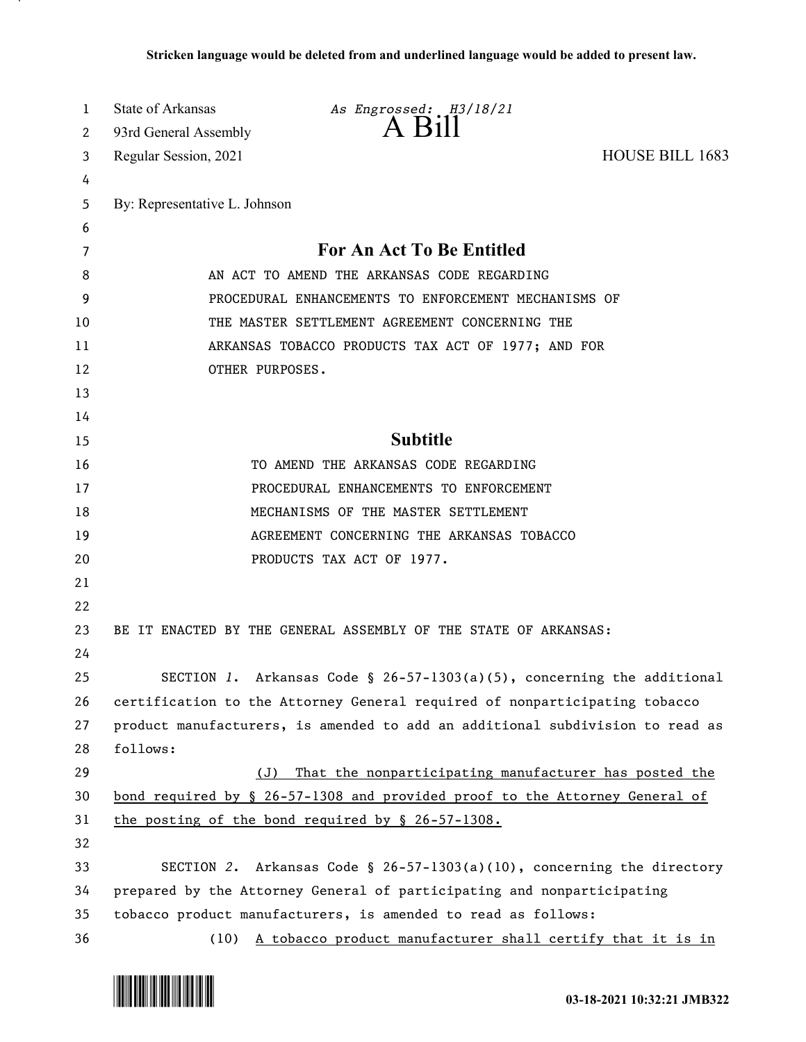Stricken language would be deleted from and underlined language would be added to present law.

State of Arkansas — *As Engrossed: H3/18/21*

93rd General Assembly

# A Bill

Regular Session, 2021 — HOUSE BILL 1683

By: Representative L. Johnson

## For An Act To Be Entitled

AN ACT TO AMEND THE ARKANSAS CODE REGARDING PROCEDURAL ENHANCEMENTS TO ENFORCEMENT MECHANISMS OF THE MASTER SETTLEMENT AGREEMENT CONCERNING THE ARKANSAS TOBACCO PRODUCTS TAX ACT OF 1977; AND FOR OTHER PURPOSES.

## Subtitle

TO AMEND THE ARKANSAS CODE REGARDING PROCEDURAL ENHANCEMENTS TO ENFORCEMENT MECHANISMS OF THE MASTER SETTLEMENT AGREEMENT CONCERNING THE ARKANSAS TOBACCO PRODUCTS TAX ACT OF 1977.

BE IT ENACTED BY THE GENERAL ASSEMBLY OF THE STATE OF ARKANSAS:

SECTION *1*. Arkansas Code § 26-57-1303(a)(5), concerning the additional certification to the Attorney General required of nonparticipating tobacco product manufacturers, is amended to add an additional subdivision to read as follows:

<u>(J) That the nonparticipating manufacturer has posted the bond required by § 26-57-1308 and provided proof to the Attorney General of the posting of the bond required by § 26-57-1308.</u>

SECTION *2*. Arkansas Code § 26-57-1303(a)(10), concerning the directory prepared by the Attorney General of participating and nonparticipating tobacco product manufacturers, is amended to read as follows:

(10) <u>A tobacco product manufacturer shall certify that it is in</u>

03-18-2021 10:32:21 JMB322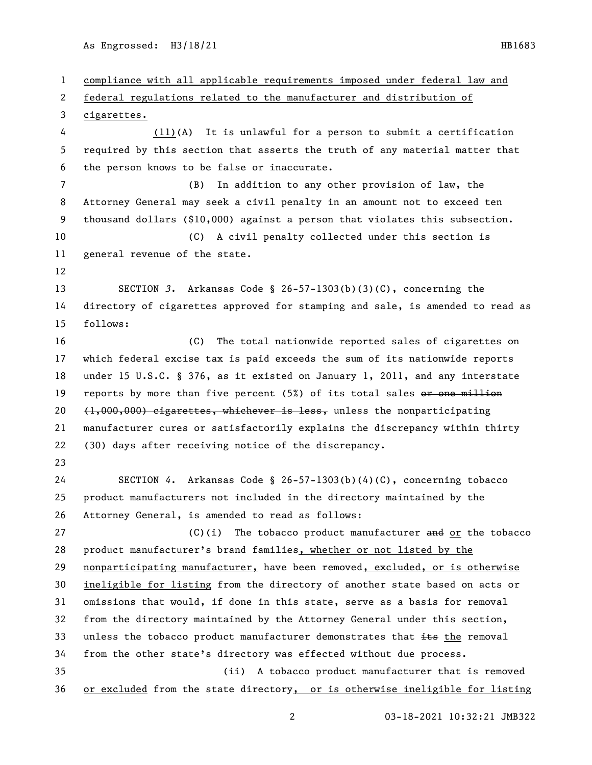compliance with all applicable requirements imposed under federal law and federal regulations related to the manufacturer and distribution of cigarettes.

(11)(A) It is unlawful for a person to submit a certification required by this section that asserts the truth of any material matter that the person knows to be false or inaccurate.

(B) In addition to any other provision of law, the Attorney General may seek a civil penalty in an amount not to exceed ten thousand dollars ($10,000) against a person that violates this subsection.

(C) A civil penalty collected under this section is general revenue of the state.

SECTION 3. Arkansas Code § 26-57-1303(b)(3)(C), concerning the directory of cigarettes approved for stamping and sale, is amended to read as follows:

(C) The total nationwide reported sales of cigarettes on which federal excise tax is paid exceeds the sum of its nationwide reports under 15 U.S.C. § 376, as it existed on January 1, 2011, and any interstate reports by more than five percent (5%) of its total sales ~~or one million (1,000,000) cigarettes, whichever is less,~~ unless the nonparticipating manufacturer cures or satisfactorily explains the discrepancy within thirty (30) days after receiving notice of the discrepancy.

SECTION 4. Arkansas Code § 26-57-1303(b)(4)(C), concerning tobacco product manufacturers not included in the directory maintained by the Attorney General, is amended to read as follows:

(C)(i) The tobacco product manufacturer ~~and~~ or the tobacco product manufacturer's brand families, whether or not listed by the nonparticipating manufacturer, have been removed, excluded, or is otherwise ineligible for listing from the directory of another state based on acts or omissions that would, if done in this state, serve as a basis for removal from the directory maintained by the Attorney General under this section, unless the tobacco product manufacturer demonstrates that ~~its~~ the removal from the other state's directory was effected without due process.

(ii) A tobacco product manufacturer that is removed or excluded from the state directory, or is otherwise ineligible for listing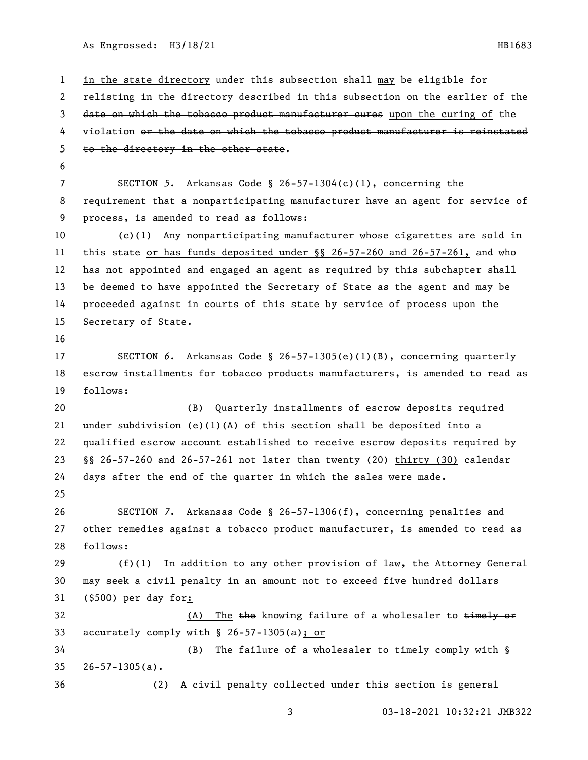in the state directory under this subsection ~~shall~~ may be eligible for relisting in the directory described in this subsection ~~on the earlier of the date on which the tobacco product manufacturer cures~~ upon the curing of the violation ~~or the date on which the tobacco product manufacturer is reinstated to the directory in the other state~~.

SECTION *5*. Arkansas Code § 26-57-1304(c)(1), concerning the requirement that a nonparticipating manufacturer have an agent for service of process, is amended to read as follows:

(c)(1) Any nonparticipating manufacturer whose cigarettes are sold in this state or has funds deposited under §§ 26-57-260 and 26-57-261, and who has not appointed and engaged an agent as required by this subchapter shall be deemed to have appointed the Secretary of State as the agent and may be proceeded against in courts of this state by service of process upon the Secretary of State.

SECTION *6*. Arkansas Code § 26-57-1305(e)(1)(B), concerning quarterly escrow installments for tobacco products manufacturers, is amended to read as follows:

(B) Quarterly installments of escrow deposits required under subdivision (e)(1)(A) of this section shall be deposited into a qualified escrow account established to receive escrow deposits required by §§ 26-57-260 and 26-57-261 not later than ~~twenty (20)~~ thirty (30) calendar days after the end of the quarter in which the sales were made.

SECTION *7*. Arkansas Code § 26-57-1306(f), concerning penalties and other remedies against a tobacco product manufacturer, is amended to read as follows:

(f)(1) In addition to any other provision of law, the Attorney General may seek a civil penalty in an amount not to exceed five hundred dollars ($500) per day for:

(A) The ~~the~~ knowing failure of a wholesaler to ~~timely or~~ accurately comply with § 26-57-1305(a); or

(B) The failure of a wholesaler to timely comply with § 26-57-1305(a).

(2) A civil penalty collected under this section is general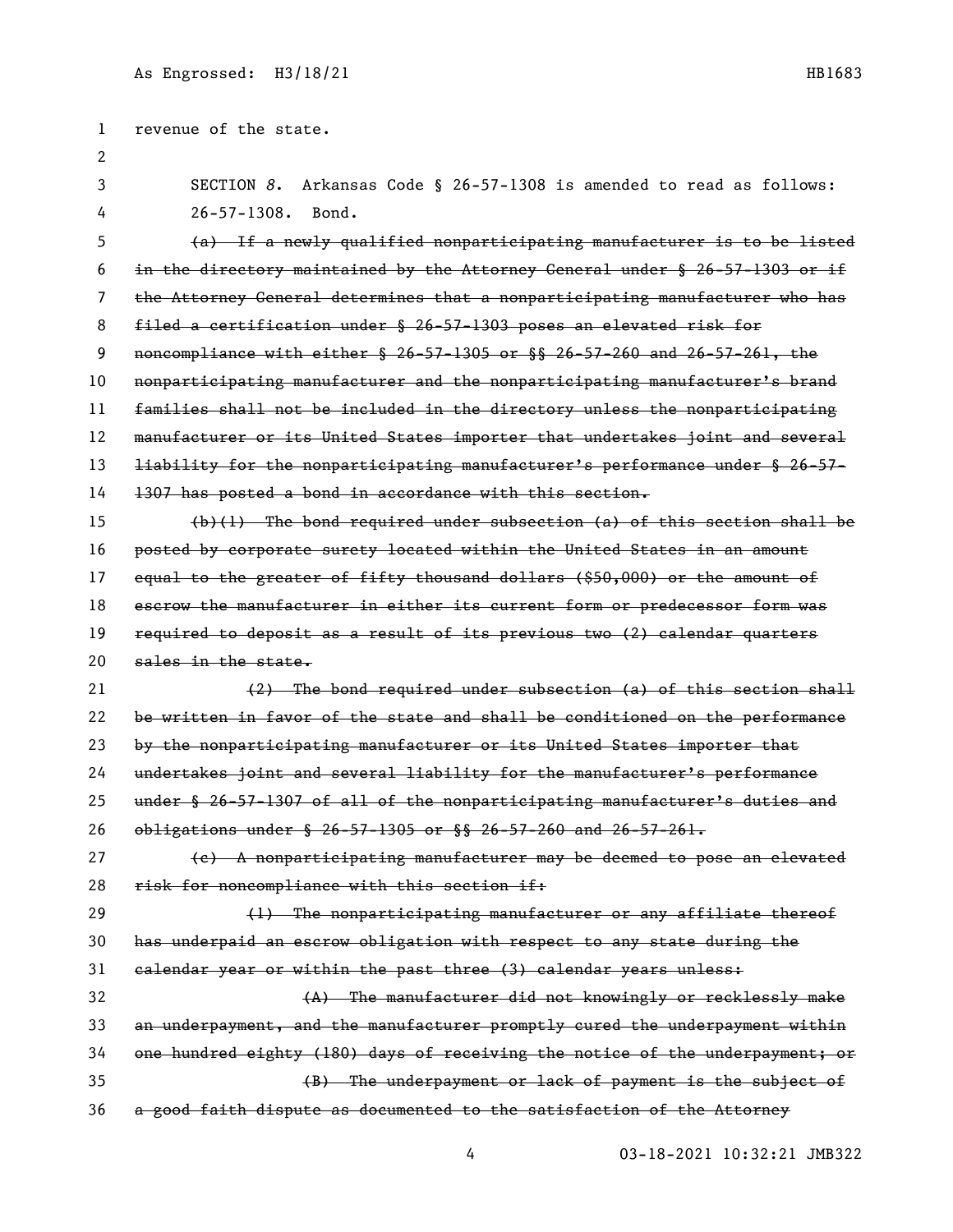revenue of the state.

SECTION 8. Arkansas Code § 26-57-1308 is amended to read as follows:

26-57-1308. Bond.

~~(a) If a newly qualified nonparticipating manufacturer is to be listed in the directory maintained by the Attorney General under § 26-57-1303 or if the Attorney General determines that a nonparticipating manufacturer who has filed a certification under § 26-57-1303 poses an elevated risk for noncompliance with either § 26-57-1305 or §§ 26-57-260 and 26-57-261, the nonparticipating manufacturer and the nonparticipating manufacturer's brand families shall not be included in the directory unless the nonparticipating manufacturer or its United States importer that undertakes joint and several liability for the nonparticipating manufacturer's performance under § 26-57-1307 has posted a bond in accordance with this section.~~

~~(b)(1) The bond required under subsection (a) of this section shall be posted by corporate surety located within the United States in an amount equal to the greater of fifty thousand dollars ($50,000) or the amount of escrow the manufacturer in either its current form or predecessor form was required to deposit as a result of its previous two (2) calendar quarters sales in the state.~~

~~(2) The bond required under subsection (a) of this section shall be written in favor of the state and shall be conditioned on the performance by the nonparticipating manufacturer or its United States importer that undertakes joint and several liability for the manufacturer's performance under § 26-57-1307 of all of the nonparticipating manufacturer's duties and obligations under § 26-57-1305 or §§ 26-57-260 and 26-57-261.~~

~~(c) A nonparticipating manufacturer may be deemed to pose an elevated risk for noncompliance with this section if:~~

~~(1) The nonparticipating manufacturer or any affiliate thereof has underpaid an escrow obligation with respect to any state during the calendar year or within the past three (3) calendar years unless:~~

~~(A) The manufacturer did not knowingly or recklessly make an underpayment, and the manufacturer promptly cured the underpayment within one hundred eighty (180) days of receiving the notice of the underpayment; or~~

~~(B) The underpayment or lack of payment is the subject of a good faith dispute as documented to the satisfaction of the Attorney~~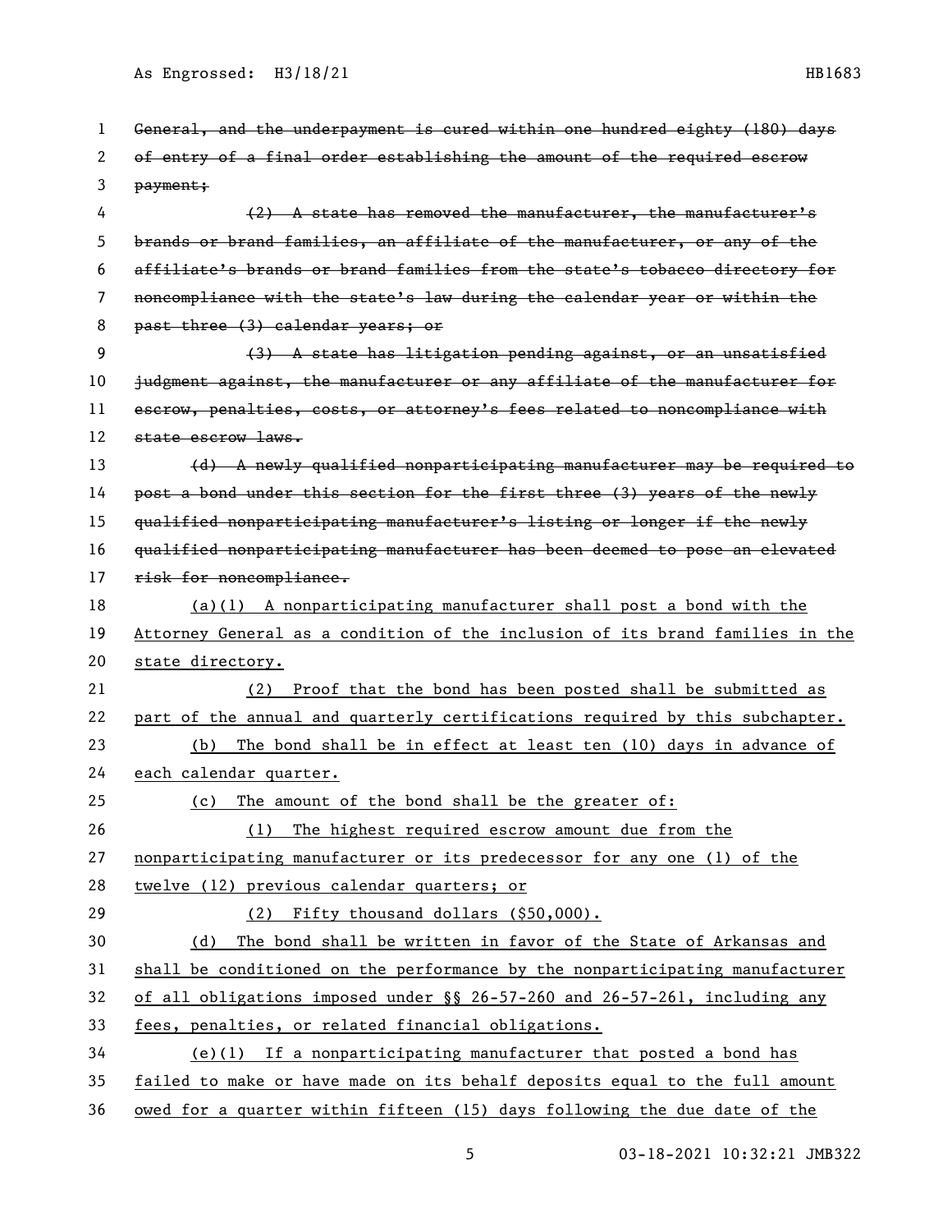~~General, and the underpayment is cured within one hundred eighty (180) days of entry of a final order establishing the amount of the required escrow payment;~~

~~(2) A state has removed the manufacturer, the manufacturer's brands or brand families, an affiliate of the manufacturer, or any of the affiliate's brands or brand families from the state's tobacco directory for noncompliance with the state's law during the calendar year or within the past three (3) calendar years; or~~

~~(3) A state has litigation pending against, or an unsatisfied judgment against, the manufacturer or any affiliate of the manufacturer for escrow, penalties, costs, or attorney's fees related to noncompliance with state escrow laws.~~

~~(d) A newly qualified nonparticipating manufacturer may be required to post a bond under this section for the first three (3) years of the newly qualified nonparticipating manufacturer's listing or longer if the newly qualified nonparticipating manufacturer has been deemed to pose an elevated risk for noncompliance.~~

<u>(a)(1) A nonparticipating manufacturer shall post a bond with the Attorney General as a condition of the inclusion of its brand families in the state directory.</u>

<u>(2) Proof that the bond has been posted shall be submitted as part of the annual and quarterly certifications required by this subchapter.</u>

<u>(b) The bond shall be in effect at least ten (10) days in advance of each calendar quarter.</u>

<u>(c) The amount of the bond shall be the greater of:</u>

<u>(1) The highest required escrow amount due from the nonparticipating manufacturer or its predecessor for any one (1) of the twelve (12) previous calendar quarters; or</u>

<u>(2) Fifty thousand dollars ($50,000).</u>

<u>(d) The bond shall be written in favor of the State of Arkansas and shall be conditioned on the performance by the nonparticipating manufacturer of all obligations imposed under §§ 26-57-260 and 26-57-261, including any fees, penalties, or related financial obligations.</u>

<u>(e)(1) If a nonparticipating manufacturer that posted a bond has failed to make or have made on its behalf deposits equal to the full amount owed for a quarter within fifteen (15) days following the due date of the</u>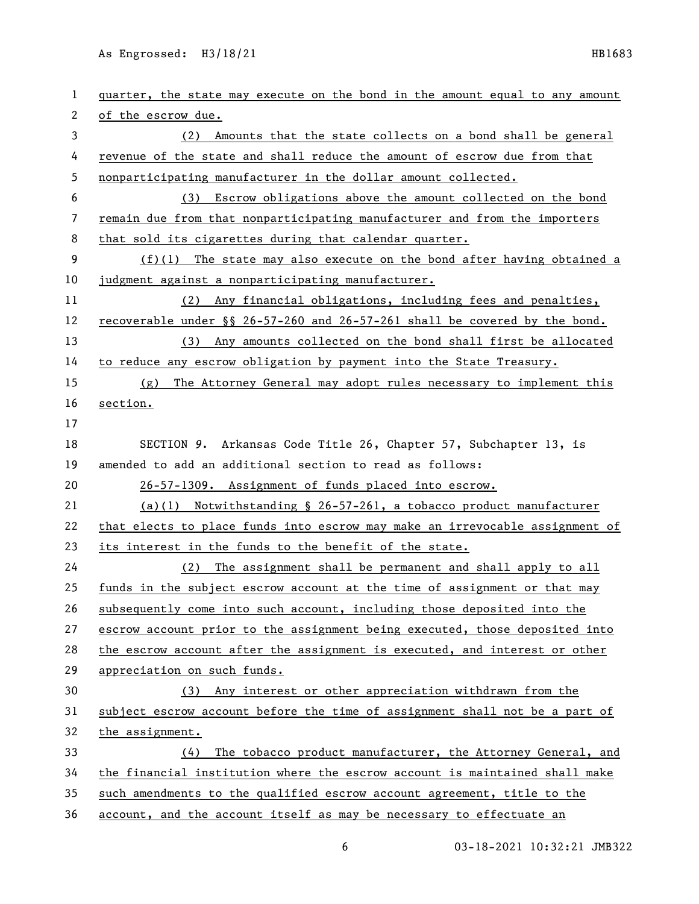quarter, the state may execute on the bond in the amount equal to any amount of the escrow due.

(2) Amounts that the state collects on a bond shall be general revenue of the state and shall reduce the amount of escrow due from that nonparticipating manufacturer in the dollar amount collected.

(3) Escrow obligations above the amount collected on the bond remain due from that nonparticipating manufacturer and from the importers that sold its cigarettes during that calendar quarter.

(f)(1) The state may also execute on the bond after having obtained a judgment against a nonparticipating manufacturer.

(2) Any financial obligations, including fees and penalties, recoverable under §§ 26-57-260 and 26-57-261 shall be covered by the bond.

(3) Any amounts collected on the bond shall first be allocated to reduce any escrow obligation by payment into the State Treasury.

(g) The Attorney General may adopt rules necessary to implement this section.

SECTION 9. Arkansas Code Title 26, Chapter 57, Subchapter 13, is amended to add an additional section to read as follows:

26-57-1309. Assignment of funds placed into escrow.

(a)(1) Notwithstanding § 26-57-261, a tobacco product manufacturer that elects to place funds into escrow may make an irrevocable assignment of its interest in the funds to the benefit of the state.

(2) The assignment shall be permanent and shall apply to all funds in the subject escrow account at the time of assignment or that may subsequently come into such account, including those deposited into the escrow account prior to the assignment being executed, those deposited into the escrow account after the assignment is executed, and interest or other appreciation on such funds.

(3) Any interest or other appreciation withdrawn from the subject escrow account before the time of assignment shall not be a part of the assignment.

(4) The tobacco product manufacturer, the Attorney General, and the financial institution where the escrow account is maintained shall make such amendments to the qualified escrow account agreement, title to the account, and the account itself as may be necessary to effectuate an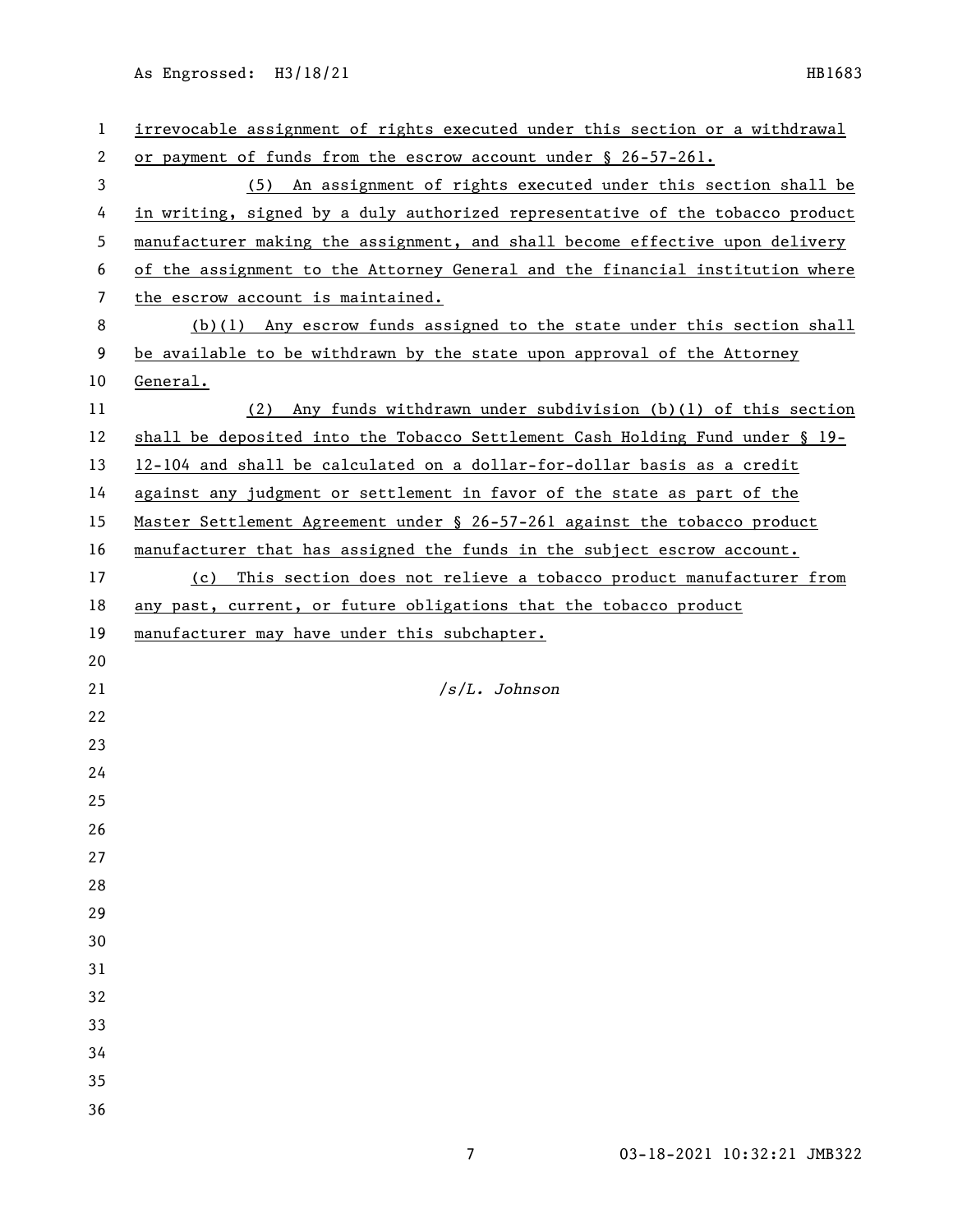irrevocable assignment of rights executed under this section or a withdrawal or payment of funds from the escrow account under § 26-57-261.

(5) An assignment of rights executed under this section shall be in writing, signed by a duly authorized representative of the tobacco product manufacturer making the assignment, and shall become effective upon delivery of the assignment to the Attorney General and the financial institution where the escrow account is maintained.

(b)(1) Any escrow funds assigned to the state under this section shall be available to be withdrawn by the state upon approval of the Attorney General.

(2) Any funds withdrawn under subdivision (b)(1) of this section shall be deposited into the Tobacco Settlement Cash Holding Fund under § 19-12-104 and shall be calculated on a dollar-for-dollar basis as a credit against any judgment or settlement in favor of the state as part of the Master Settlement Agreement under § 26-57-261 against the tobacco product manufacturer that has assigned the funds in the subject escrow account.

(c) This section does not relieve a tobacco product manufacturer from any past, current, or future obligations that the tobacco product manufacturer may have under this subchapter.

*/s/L. Johnson*